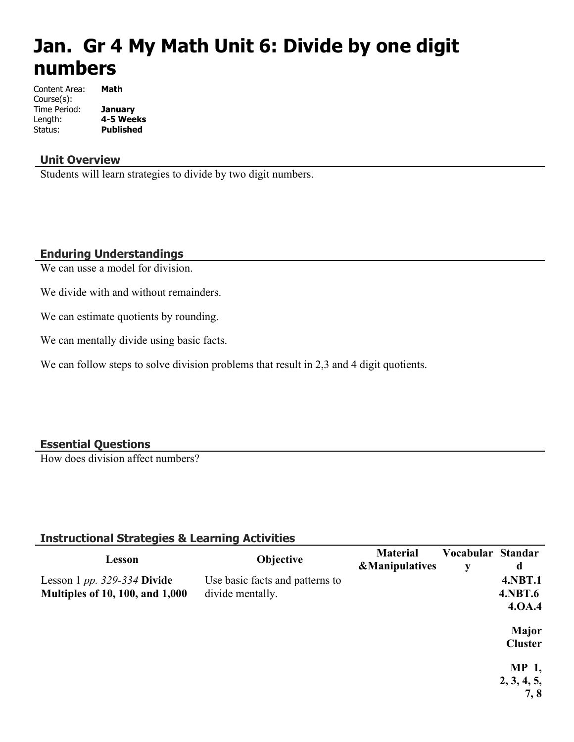# Jan. Gr 4 My Math Unit 6: Divide by one digit numbers

Content Area: **Math**
Course(s):
Time Period: **January**
Length: **4-5 Weeks**
Status: **Published**

## Unit Overview

Students will learn strategies to divide by two digit numbers.

## Enduring Understandings

We can usse a model for division.

We divide with and without remainders.

We can estimate quotients by rounding.

We can mentally divide using basic facts.

We can follow steps to solve division problems that result in 2,3 and 4 digit quotients.

## Essential Questions

How does division affect numbers?

## Instructional Strategies & Learning Activities

| Lesson | Objective | Material &Manipulatives | Vocabulary | Standard |
| --- | --- | --- | --- | --- |
| Lesson 1 *pp. 329-334* **Divide Multiples of 10, 100, and 1,000** | Use basic facts and patterns to divide mentally. | | | **4.NBT.1 4.NBT.6 4.OA.4**<br><br>**Major Cluster**<br><br>**MP 1, 2, 3, 4, 5, 7, 8** |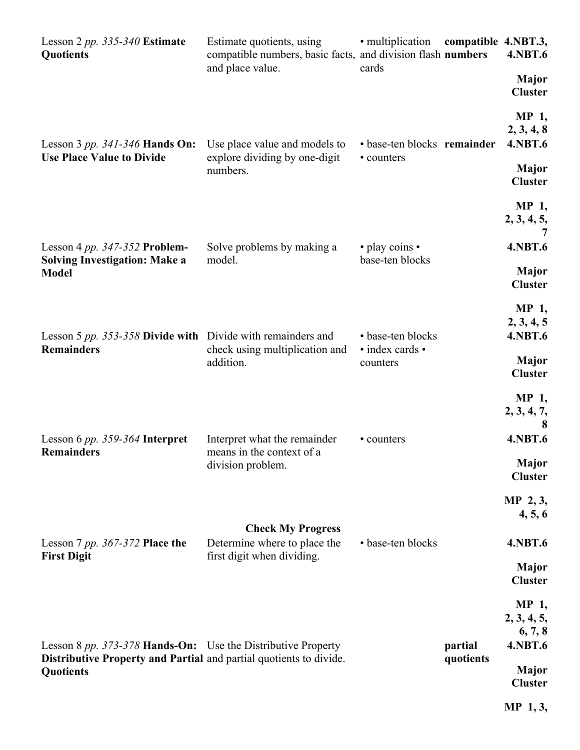| | | | | |
|---|---|---|---|---|
| Lesson 2 *pp. 335-340* **Estimate Quotients** | Estimate quotients, using compatible numbers, basic facts, and place value. | • multiplication and division flash cards | **compatible numbers** | **4.NBT.3, 4.NBT.6**<br><br>**Major Cluster**<br><br>**MP 1, 2, 3, 4, 8** |
| Lesson 3 *pp. 341-346* **Hands On: Use Place Value to Divide** | Use place value and models to explore dividing by one-digit numbers. | • base-ten blocks • counters | **remainder** | **4.NBT.6**<br><br>**Major Cluster**<br><br>**MP 1, 2, 3, 4, 5, 7** |
| Lesson 4 *pp. 347-352* **Problem-Solving Investigation: Make a Model** | Solve problems by making a model. | • play coins • base-ten blocks | | **4.NBT.6**<br><br>**Major Cluster**<br><br>**MP 1, 2, 3, 4, 5** |
| Lesson 5 *pp. 353-358* **Divide with Remainders** | Divide with remainders and check using multiplication and addition. | • base-ten blocks • index cards • counters | | **4.NBT.6**<br><br>**Major Cluster**<br><br>**MP 1, 2, 3, 4, 7, 8** |
| Lesson 6 *pp. 359-364* **Interpret Remainders** | Interpret what the remainder means in the context of a division problem. | • counters | | **4.NBT.6**<br><br>**Major Cluster**<br><br>**MP 2, 3, 4, 5, 6** |
| | **Check My Progress** | | | |
| Lesson 7 *pp. 367-372* **Place the First Digit** | Determine where to place the first digit when dividing. | • base-ten blocks | | **4.NBT.6**<br><br>**Major Cluster**<br><br>**MP 1, 2, 3, 4, 5, 6, 7, 8** |
| Lesson 8 *pp. 373-378* **Hands-On: Distributive Property and Partial Quotients** | Use the Distributive Property and partial quotients to divide. | | **partial quotients** | **4.NBT.6**<br><br>**Major Cluster**<br><br>**MP 1, 3,** |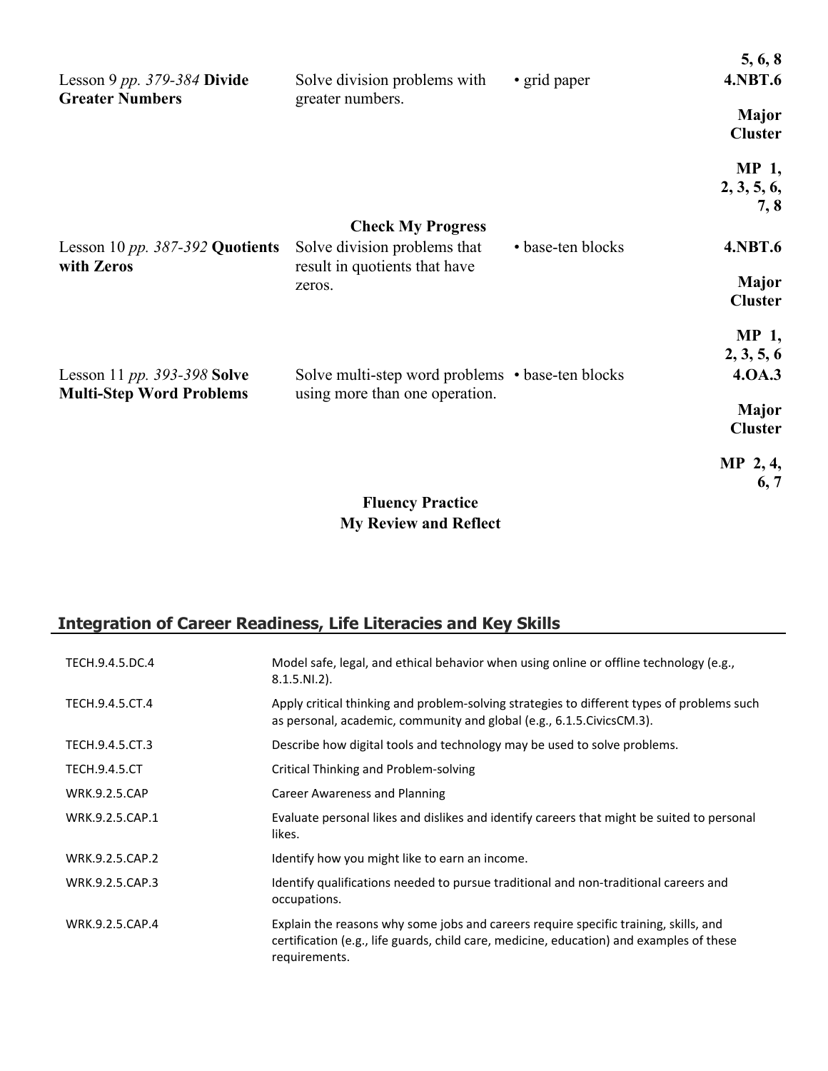| | | | 5, 6, 8 |
|---|---|---|---|
| Lesson 9 *pp. 379-384* **Divide Greater Numbers** | Solve division problems with greater numbers. | • grid paper | **4.NBT.6** **Major Cluster** **MP 1, 2, 3, 5, 6, 7, 8** |
| | **Check My Progress** | | |
| Lesson 10 *pp. 387-392* **Quotients with Zeros** | Solve division problems that result in quotients that have zeros. | • base-ten blocks | **4.NBT.6** **Major Cluster** **MP 1, 2, 3, 5, 6** |
| Lesson 11 *pp. 393-398* **Solve Multi-Step Word Problems** | Solve multi-step word problems using more than one operation. | • base-ten blocks | **4.OA.3** **Major Cluster** **MP 2, 4, 6, 7** |

**Fluency Practice**
**My Review and Reflect**

## Integration of Career Readiness, Life Literacies and Key Skills

| | |
|---|---|
| TECH.9.4.5.DC.4 | Model safe, legal, and ethical behavior when using online or offline technology (e.g., 8.1.5.NI.2). |
| TECH.9.4.5.CT.4 | Apply critical thinking and problem-solving strategies to different types of problems such as personal, academic, community and global (e.g., 6.1.5.CivicsCM.3). |
| TECH.9.4.5.CT.3 | Describe how digital tools and technology may be used to solve problems. |
| TECH.9.4.5.CT | Critical Thinking and Problem-solving |
| WRK.9.2.5.CAP | Career Awareness and Planning |
| WRK.9.2.5.CAP.1 | Evaluate personal likes and dislikes and identify careers that might be suited to personal likes. |
| WRK.9.2.5.CAP.2 | Identify how you might like to earn an income. |
| WRK.9.2.5.CAP.3 | Identify qualifications needed to pursue traditional and non-traditional careers and occupations. |
| WRK.9.2.5.CAP.4 | Explain the reasons why some jobs and careers require specific training, skills, and certification (e.g., life guards, child care, medicine, education) and examples of these requirements. |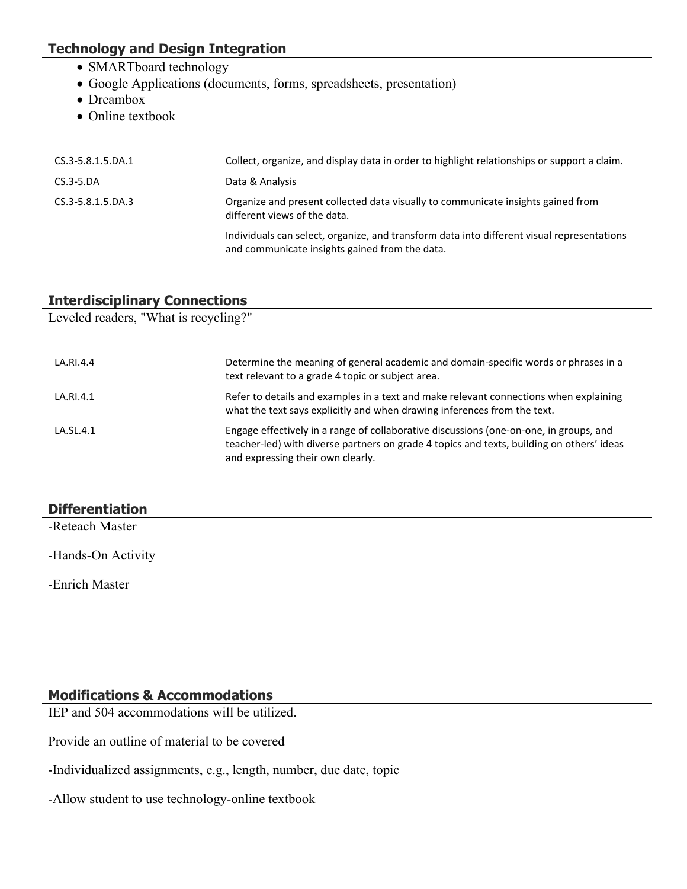## Technology and Design Integration

- SMARTboard technology
- Google Applications (documents, forms, spreadsheets, presentation)
- Dreambox
- Online textbook

| | |
|---|---|
| CS.3-5.8.1.5.DA.1 | Collect, organize, and display data in order to highlight relationships or support a claim. |
| CS.3-5.DA | Data & Analysis |
| CS.3-5.8.1.5.DA.3 | Organize and present collected data visually to communicate insights gained from different views of the data. |
| | Individuals can select, organize, and transform data into different visual representations and communicate insights gained from the data. |

## Interdisciplinary Connections

Leveled readers, "What is recycling?"

| | |
|---|---|
| LA.RI.4.4 | Determine the meaning of general academic and domain-specific words or phrases in a text relevant to a grade 4 topic or subject area. |
| LA.RI.4.1 | Refer to details and examples in a text and make relevant connections when explaining what the text says explicitly and when drawing inferences from the text. |
| LA.SL.4.1 | Engage effectively in a range of collaborative discussions (one-on-one, in groups, and teacher-led) with diverse partners on grade 4 topics and texts, building on others' ideas and expressing their own clearly. |

## Differentiation

-Reteach Master

-Hands-On Activity

-Enrich Master

## Modifications & Accommodations

IEP and 504 accommodations will be utilized.

Provide an outline of material to be covered

-Individualized assignments, e.g., length, number, due date, topic

-Allow student to use technology-online textbook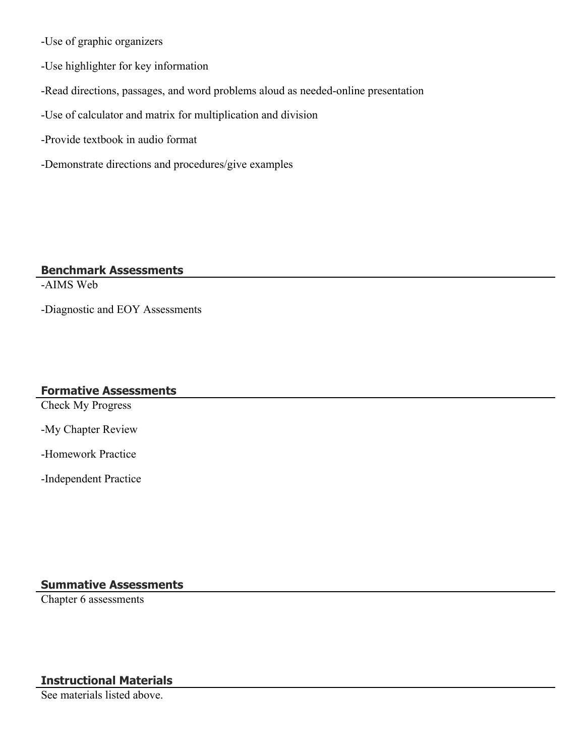-Use of graphic organizers

-Use highlighter for key information

-Read directions, passages, and word problems aloud as needed-online presentation

-Use of calculator and matrix for multiplication and division

-Provide textbook in audio format

-Demonstrate directions and procedures/give examples

## Benchmark Assessments

-AIMS Web

-Diagnostic and EOY Assessments

## Formative Assessments

Check My Progress

-My Chapter Review

-Homework Practice

-Independent Practice

## Summative Assessments

Chapter 6 assessments

## Instructional Materials

See materials listed above.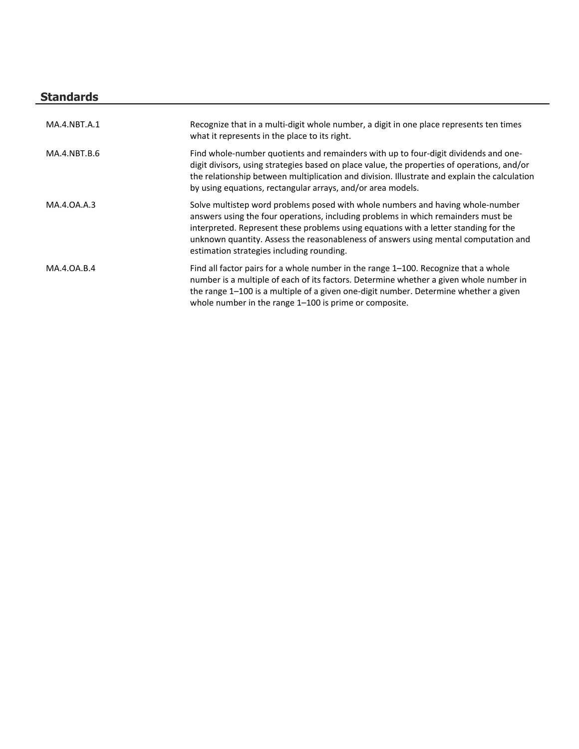## Standards

| | |
|---|---|
| MA.4.NBT.A.1 | Recognize that in a multi-digit whole number, a digit in one place represents ten times what it represents in the place to its right. |
| MA.4.NBT.B.6 | Find whole-number quotients and remainders with up to four-digit dividends and one-digit divisors, using strategies based on place value, the properties of operations, and/or the relationship between multiplication and division. Illustrate and explain the calculation by using equations, rectangular arrays, and/or area models. |
| MA.4.OA.A.3 | Solve multistep word problems posed with whole numbers and having whole-number answers using the four operations, including problems in which remainders must be interpreted. Represent these problems using equations with a letter standing for the unknown quantity. Assess the reasonableness of answers using mental computation and estimation strategies including rounding. |
| MA.4.OA.B.4 | Find all factor pairs for a whole number in the range 1–100. Recognize that a whole number is a multiple of each of its factors. Determine whether a given whole number in the range 1–100 is a multiple of a given one-digit number. Determine whether a given whole number in the range 1–100 is prime or composite. |